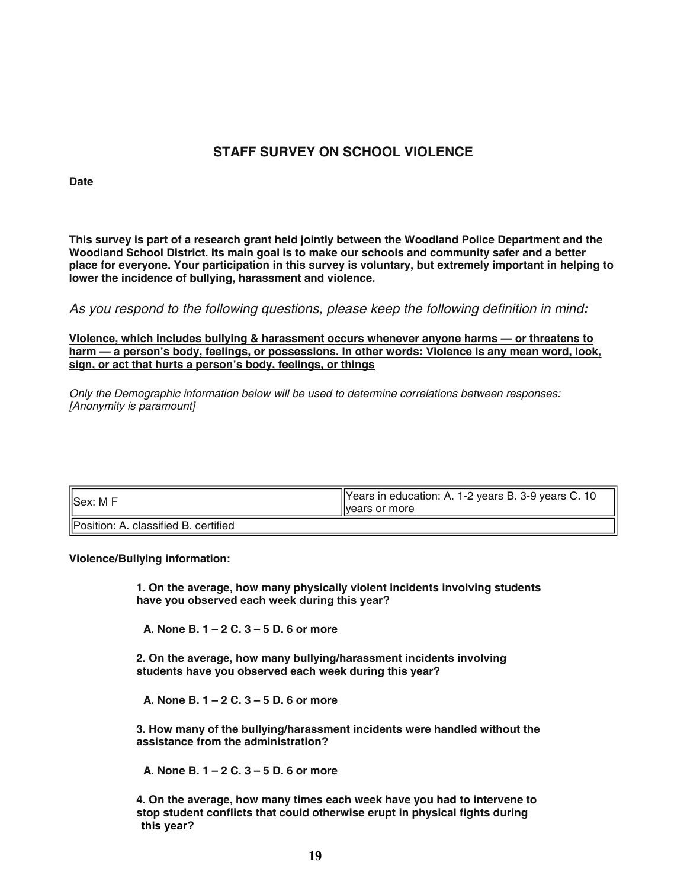## STAFF SURVEY ON SCHOOL VIOLENCE

**Date**

**This survey is part of a research grant held jointly between the Woodland Police Department and the Woodland School District. Its main goal is to make our schools and community safer and a better place for everyone. Your participation in this survey is voluntary, but extremely important in helping to lower the incidence of bullying, harassment and violence.**

*As you respond to the following questions, please keep the following definition in mind:*

**Violence, which includes bullying & harassment occurs whenever anyone harms — or threatens to harm — a person's body, feelings, or possessions. In other words: Violence is any mean word, look, sign, or act that hurts a person's body, feelings, or things**

*Only the Demographic information below will be used to determine correlations between responses: [Anonymity is paramount]*

| Sex: M F | Years in education: A. 1-2 years B. 3-9 years C. 10 years or more |
|---|---|
| Position: A. classified B. certified | |

**Violence/Bullying information:**

**1. On the average, how many physically violent incidents involving students have you observed each week during this year?**

**A. None B. 1 – 2 C. 3 – 5 D. 6 or more**

**2. On the average, how many bullying/harassment incidents involving students have you observed each week during this year?**

**A. None B. 1 – 2 C. 3 – 5 D. 6 or more**

**3. How many of the bullying/harassment incidents were handled without the assistance from the administration?**

**A. None B. 1 – 2 C. 3 – 5 D. 6 or more**

**4. On the average, how many times each week have you had to intervene to stop student conflicts that could otherwise erupt in physical fights during this year?**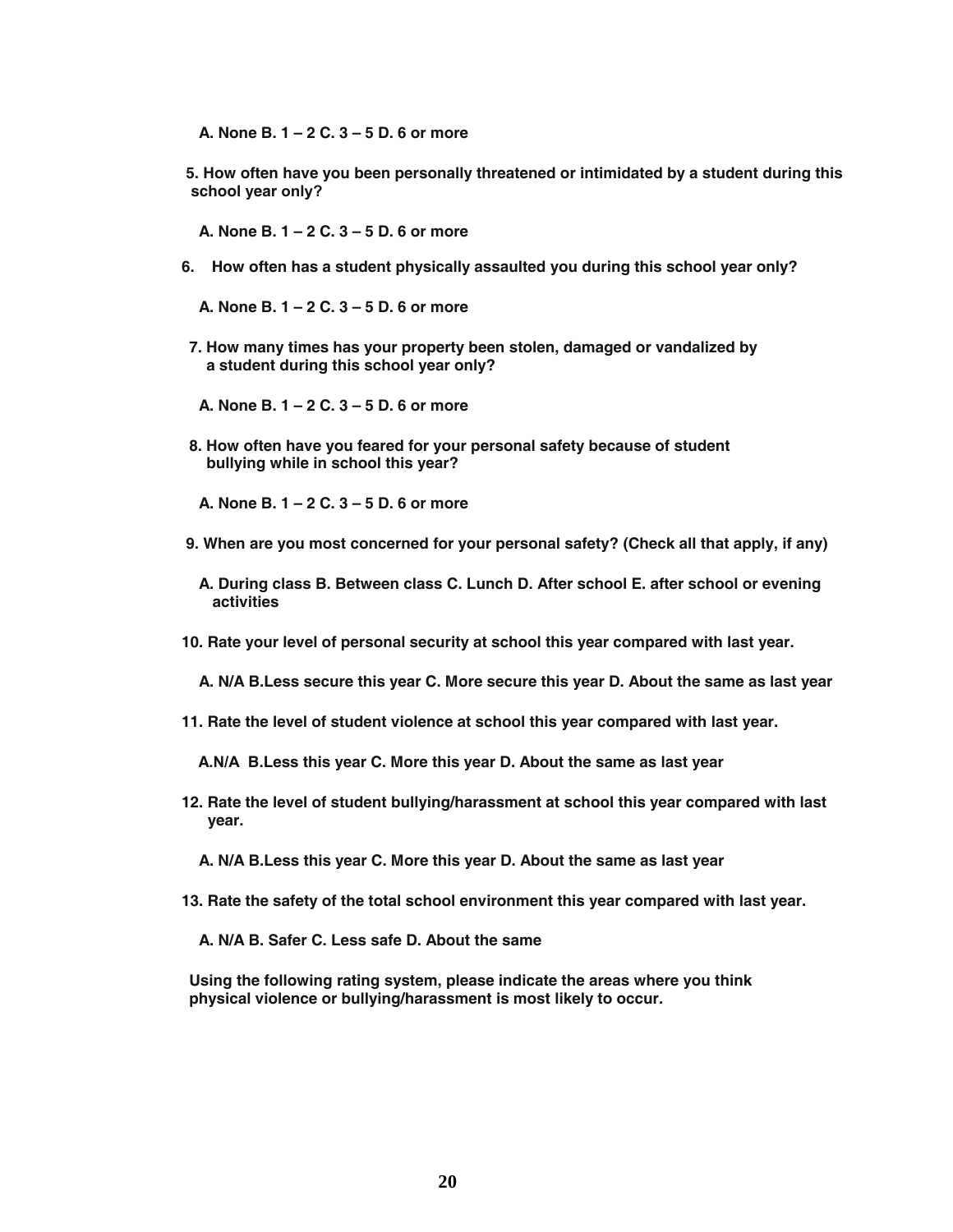**A. None B. 1 – 2 C. 3 – 5 D. 6 or more**

**5. How often have you been personally threatened or intimidated by a student during this school year only?**

**A. None B. 1 – 2 C. 3 – 5 D. 6 or more**

**6. How often has a student physically assaulted you during this school year only?**

**A. None B. 1 – 2 C. 3 – 5 D. 6 or more**

**7. How many times has your property been stolen, damaged or vandalized by a student during this school year only?**

**A. None B. 1 – 2 C. 3 – 5 D. 6 or more**

**8. How often have you feared for your personal safety because of student bullying while in school this year?**

**A. None B. 1 – 2 C. 3 – 5 D. 6 or more**

**9. When are you most concerned for your personal safety? (Check all that apply, if any)**

**A. During class B. Between class C. Lunch D. After school E. after school or evening activities**

**10. Rate your level of personal security at school this year compared with last year.**

**A. N/A B.Less secure this year C. More secure this year D. About the same as last year**

**11. Rate the level of student violence at school this year compared with last year.**

**A.N/A B.Less this year C. More this year D. About the same as last year**

**12. Rate the level of student bullying/harassment at school this year compared with last year.**

**A. N/A B.Less this year C. More this year D. About the same as last year**

**13. Rate the safety of the total school environment this year compared with last year.**

**A. N/A B. Safer C. Less safe D. About the same**

**Using the following rating system, please indicate the areas where you think physical violence or bullying/harassment is most likely to occur.**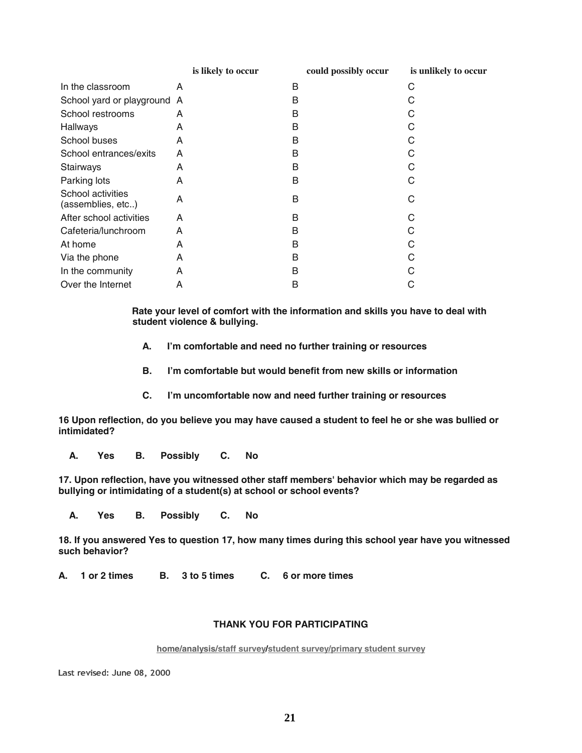| | is likely to occur | could possibly occur | is unlikely to occur |
|---|---|---|---|
| In the classroom | A | B | C |
| School yard or playground | A | B | C |
| School restrooms | A | B | C |
| Hallways | A | B | C |
| School buses | A | B | C |
| School entrances/exits | A | B | C |
| Stairways | A | B | C |
| Parking lots | A | B | C |
| School activities (assemblies, etc..) | A | B | C |
| After school activities | A | B | C |
| Cafeteria/lunchroom | A | B | C |
| At home | A | B | C |
| Via the phone | A | B | C |
| In the community | A | B | C |
| Over the Internet | A | B | C |

**Rate your level of comfort with the information and skills you have to deal with student violence & bullying.**

- **A. I'm comfortable and need no further training or resources**
- **B. I'm comfortable but would benefit from new skills or information**
- **C. I'm uncomfortable now and need further training or resources**

**16 Upon reflection, do you believe you may have caused a student to feel he or she was bullied or intimidated?**

**A. Yes B. Possibly C. No**

**17. Upon reflection, have you witnessed other staff members' behavior which may be regarded as bullying or intimidating of a student(s) at school or school events?**

**A. Yes B. Possibly C. No**

**18. If you answered Yes to question 17, how many times during this school year have you witnessed such behavior?**

**A. 1 or 2 times B. 3 to 5 times C. 6 or more times**

**THANK YOU FOR PARTICIPATING**

**home/analysis/staff survey/student survey/primary student survey**

Last revised: June 08, 2000